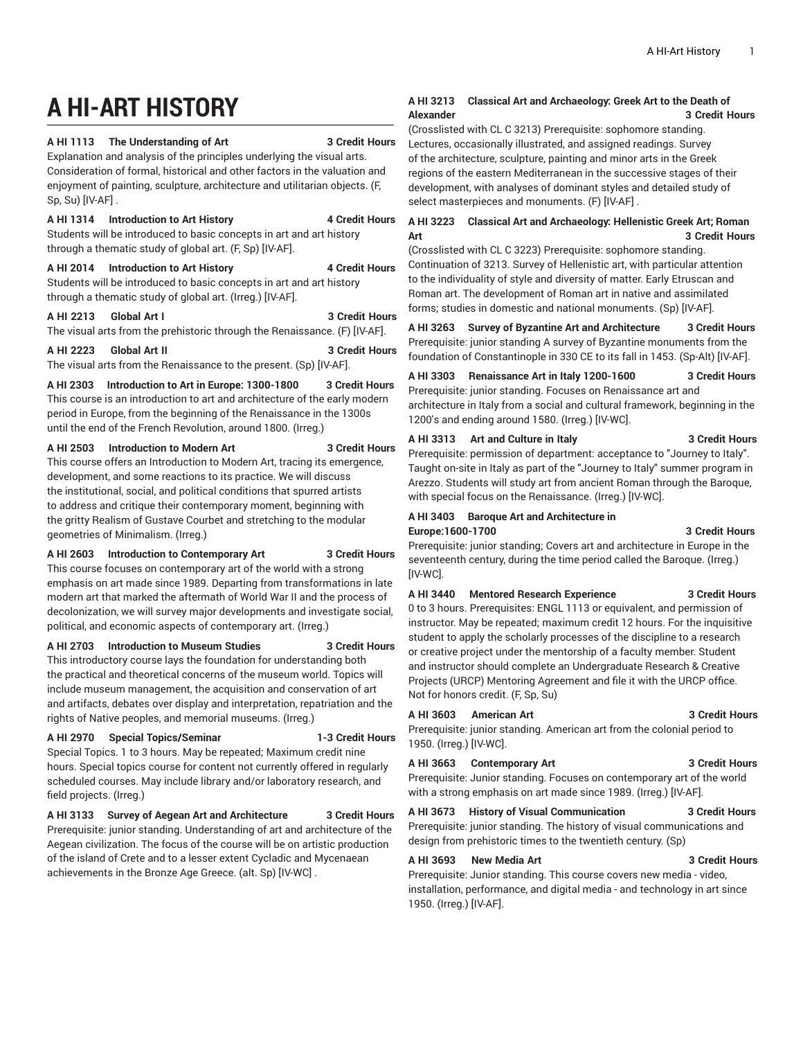# A HI-ART HISTORY

**A HI 1113 The Understanding of Art 3 Credit Hours**

Explanation and analysis of the principles underlying the visual arts. Consideration of formal, historical and other factors in the valuation and enjoyment of painting, sculpture, architecture and utilitarian objects. (F, Sp, Su) [IV-AF] .

**A HI 1314 Introduction to Art History 4 Credit Hours**

Students will be introduced to basic concepts in art and art history through a thematic study of global art. (F, Sp) [IV-AF].

**A HI 2014 Introduction to Art History 4 Credit Hours**

Students will be introduced to basic concepts in art and art history through a thematic study of global art. (Irreg.) [IV-AF].

**A HI 2213 Global Art I 3 Credit Hours**

The visual arts from the prehistoric through the Renaissance. (F) [IV-AF].

**A HI 2223 Global Art II 3 Credit Hours**

The visual arts from the Renaissance to the present. (Sp) [IV-AF].

**A HI 2303 Introduction to Art in Europe: 1300-1800 3 Credit Hours**

This course is an introduction to art and architecture of the early modern period in Europe, from the beginning of the Renaissance in the 1300s until the end of the French Revolution, around 1800. (Irreg.)

**A HI 2503 Introduction to Modern Art 3 Credit Hours**

This course offers an Introduction to Modern Art, tracing its emergence, development, and some reactions to its practice. We will discuss the institutional, social, and political conditions that spurred artists to address and critique their contemporary moment, beginning with the gritty Realism of Gustave Courbet and stretching to the modular geometries of Minimalism. (Irreg.)

**A HI 2603 Introduction to Contemporary Art 3 Credit Hours**

This course focuses on contemporary art of the world with a strong emphasis on art made since 1989. Departing from transformations in late modern art that marked the aftermath of World War II and the process of decolonization, we will survey major developments and investigate social, political, and economic aspects of contemporary art. (Irreg.)

**A HI 2703 Introduction to Museum Studies 3 Credit Hours**

This introductory course lays the foundation for understanding both the practical and theoretical concerns of the museum world. Topics will include museum management, the acquisition and conservation of art and artifacts, debates over display and interpretation, repatriation and the rights of Native peoples, and memorial museums. (Irreg.)

**A HI 2970 Special Topics/Seminar 1-3 Credit Hours**

Special Topics. 1 to 3 hours. May be repeated; Maximum credit nine hours. Special topics course for content not currently offered in regularly scheduled courses. May include library and/or laboratory research, and field projects. (Irreg.)

**A HI 3133 Survey of Aegean Art and Architecture 3 Credit Hours**

Prerequisite: junior standing. Understanding of art and architecture of the Aegean civilization. The focus of the course will be on artistic production of the island of Crete and to a lesser extent Cycladic and Mycenaean achievements in the Bronze Age Greece. (alt. Sp) [IV-WC] .

**A HI 3213 Classical Art and Archaeology: Greek Art to the Death of Alexander 3 Credit Hours**

(Crosslisted with CL C 3213) Prerequisite: sophomore standing. Lectures, occasionally illustrated, and assigned readings. Survey of the architecture, sculpture, painting and minor arts in the Greek regions of the eastern Mediterranean in the successive stages of their development, with analyses of dominant styles and detailed study of select masterpieces and monuments. (F) [IV-AF] .

**A HI 3223 Classical Art and Archaeology: Hellenistic Greek Art; Roman Art 3 Credit Hours**

(Crosslisted with CL C 3223) Prerequisite: sophomore standing. Continuation of 3213. Survey of Hellenistic art, with particular attention to the individuality of style and diversity of matter. Early Etruscan and Roman art. The development of Roman art in native and assimilated forms; studies in domestic and national monuments. (Sp) [IV-AF].

**A HI 3263 Survey of Byzantine Art and Architecture 3 Credit Hours**

Prerequisite: junior standing A survey of Byzantine monuments from the foundation of Constantinople in 330 CE to its fall in 1453. (Sp-Alt) [IV-AF].

**A HI 3303 Renaissance Art in Italy 1200-1600 3 Credit Hours**

Prerequisite: junior standing. Focuses on Renaissance art and architecture in Italy from a social and cultural framework, beginning in the 1200's and ending around 1580. (Irreg.) [IV-WC].

**A HI 3313 Art and Culture in Italy 3 Credit Hours**

Prerequisite: permission of department: acceptance to "Journey to Italy". Taught on-site in Italy as part of the "Journey to Italy" summer program in Arezzo. Students will study art from ancient Roman through the Baroque, with special focus on the Renaissance. (Irreg.) [IV-WC].

**A HI 3403 Baroque Art and Architecture in Europe:1600-1700 3 Credit Hours**

Prerequisite: junior standing; Covers art and architecture in Europe in the seventeenth century, during the time period called the Baroque. (Irreg.) [IV-WC].

**A HI 3440 Mentored Research Experience 3 Credit Hours**

0 to 3 hours. Prerequisites: ENGL 1113 or equivalent, and permission of instructor. May be repeated; maximum credit 12 hours. For the inquisitive student to apply the scholarly processes of the discipline to a research or creative project under the mentorship of a faculty member. Student and instructor should complete an Undergraduate Research & Creative Projects (URCP) Mentoring Agreement and file it with the URCP office. Not for honors credit. (F, Sp, Su)

**A HI 3603 American Art 3 Credit Hours**

Prerequisite: junior standing. American art from the colonial period to 1950. (Irreg.) [IV-WC].

**A HI 3663 Contemporary Art 3 Credit Hours**

Prerequisite: Junior standing. Focuses on contemporary art of the world with a strong emphasis on art made since 1989. (Irreg.) [IV-AF].

**A HI 3673 History of Visual Communication 3 Credit Hours**

Prerequisite: junior standing. The history of visual communications and design from prehistoric times to the twentieth century. (Sp)

**A HI 3693 New Media Art 3 Credit Hours**

Prerequisite: Junior standing. This course covers new media - video, installation, performance, and digital media - and technology in art since 1950. (Irreg.) [IV-AF].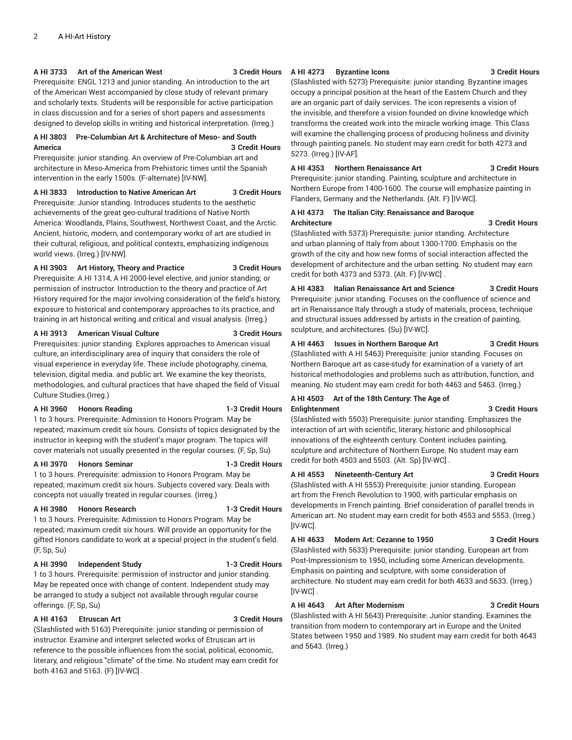**A HI 3733 Art of the American West 3 Credit Hours**

Prerequisite: ENGL 1213 and junior standing. An introduction to the art of the American West accompanied by close study of relevant primary and scholarly texts. Students will be responsible for active participation in class discussion and for a series of short papers and assessments designed to develop skills in writing and historical interpretation. (Irreg.)

**A HI 3803 Pre-Columbian Art & Architecture of Meso- and South America 3 Credit Hours**

Prerequisite: junior standing. An overview of Pre-Columbian art and architecture in Meso-America from Prehistoric times until the Spanish intervention in the early 1500s. (F-alternate) [IV-NW].

**A HI 3833 Introduction to Native American Art 3 Credit Hours**

Prerequisite: Junior standing. Introduces students to the aesthetic achievements of the great geo-cultural traditions of Native North America: Woodlands, Plains, Southwest, Northwest Coast, and the Arctic. Ancient, historic, modern, and contemporary works of art are studied in their cultural, religious, and political contexts, emphasizing indigenous world views. (Irreg.) [IV-NW].

**A HI 3903 Art History, Theory and Practice 3 Credit Hours**

Prerequisite: A HI 1314, A HI 2000-level elective, and junior standing; or permission of instructor. Introduction to the theory and practice of Art History required for the major involving consideration of the field's history, exposure to historical and contemporary approaches to its practice, and training in art historical writing and critical and visual analysis. (Irreg.)

**A HI 3913 American Visual Culture 3 Credit Hours**

Prerequisites: junior standing. Explores approaches to American visual culture, an interdisciplinary area of inquiry that considers the role of visual experience in everyday life. These include photography, cinema, television, digital media. and public art. We examine the key theorists, methodologies, and cultural practices that have shaped the field of Visual Culture Studies.(Irreg.)

**A HI 3960 Honors Reading 1-3 Credit Hours**

1 to 3 hours. Prerequisite: Admission to Honors Program. May be repeated; maximum credit six hours. Consists of topics designated by the instructor in keeping with the student's major program. The topics will cover materials not usually presented in the regular courses. (F, Sp, Su)

**A HI 3970 Honors Seminar 1-3 Credit Hours**

1 to 3 hours. Prerequisite: admission to Honors Program. May be repeated; maximum credit six hours. Subjects covered vary. Deals with concepts not usually treated in regular courses. (Irreg.)

**A HI 3980 Honors Research 1-3 Credit Hours**

1 to 3 hours. Prerequisite: Admission to Honors Program. May be repeated; maximum credit six hours. Will provide an opportunity for the gifted Honors candidate to work at a special project in the student's field. (F, Sp, Su)

**A HI 3990 Independent Study 1-3 Credit Hours**

1 to 3 hours. Prerequisite: permission of instructor and junior standing. May be repeated once with change of content. Independent study may be arranged to study a subject not available through regular course offerings. (F, Sp, Su)

**A HI 4163 Etruscan Art 3 Credit Hours**

(Slashlisted with 5163) Prerequisite: junior standing or permission of instructor. Examine and interpret selected works of Etruscan art in reference to the possible influences from the social, political, economic, literary, and religious "climate" of the time. No student may earn credit for both 4163 and 5163. (F) [IV-WC] .

**A HI 4273 Byzantine Icons 3 Credit Hours**

(Slashlisted with 5273) Prerequisite: junior standing. Byzantine images occupy a principal position at the heart of the Eastern Church and they are an organic part of daily services. The icon represents a vision of the invisible, and therefore a vision founded on divine knowledge which transforms the created work into the miracle working image. This Class will examine the challenging process of producing holiness and divinity through painting panels. No student may earn credit for both 4273 and 5273. (Irreg.) [IV-AF].

**A HI 4353 Northern Renaissance Art 3 Credit Hours**

Prerequisite: junior standing. Painting, sculpture and architecture in Northern Europe from 1400-1600. The course will emphasize painting in Flanders, Germany and the Netherlands. (Alt. F) [IV-WC].

**A HI 4373 The Italian City: Renaissance and Baroque Architecture 3 Credit Hours**

(Slashlisted with 5373) Prerequisite: junior standing. Architecture and urban planning of Italy from about 1300-1700. Emphasis on the growth of the city and how new forms of social interaction affected the development of architecture and the urban setting. No student may earn credit for both 4373 and 5373. (Alt. F) [IV-WC] .

**A HI 4383 Italian Renaissance Art and Science 3 Credit Hours**

Prerequisite: junior standing. Focuses on the confluence of science and art in Renaissance Italy through a study of materials, process, technique and structural issues addressed by artists in the creation of painting, sculpture, and architectures. (Su) [IV-WC].

**A HI 4463 Issues in Northern Baroque Art 3 Credit Hours**

(Slashlisted with A HI 5463) Prerequisite: junior standing. Focuses on Northern Baroque art as case-study for examination of a variety of art historical methodologies and problems such as attribution, function, and meaning. No student may earn credit for both 4463 and 5463. (Irreg.)

**A HI 4503 Art of the 18th Century: The Age of Enlightenment 3 Credit Hours**

(Slashlisted with 5503) Prerequisite: junior standing. Emphasizes the interaction of art with scientific, literary, historic and philosophical innovations of the eighteenth century. Content includes painting, sculpture and architecture of Northern Europe. No student may earn credit for both 4503 and 5503. (Alt. Sp) [IV-WC] .

**A HI 4553 Nineteenth-Century Art 3 Credit Hours**

(Slashlisted with A HI 5553) Prerequisite: junior standing. European art from the French Revolution to 1900, with particular emphasis on developments in French painting. Brief consideration of parallel trends in American art. No student may earn credit for both 4553 and 5553. (Irreg.) [IV-WC].

**A HI 4633 Modern Art: Cezanne to 1950 3 Credit Hours**

(Slashlisted with 5633) Prerequisite: junior standing. European art from Post-Impressionism to 1950, including some American developments. Emphasis on painting and sculpture, with some consideration of architecture. No student may earn credit for both 4633 and 5633. (Irreg.) [IV-WC] .

**A HI 4643 Art After Modernism 3 Credit Hours**

(Slashlisted with A HI 5643) Prerequisite: Junior standing. Examines the transition from modern to contemporary art in Europe and the United States between 1950 and 1989. No student may earn credit for both 4643 and 5643. (Irreg.)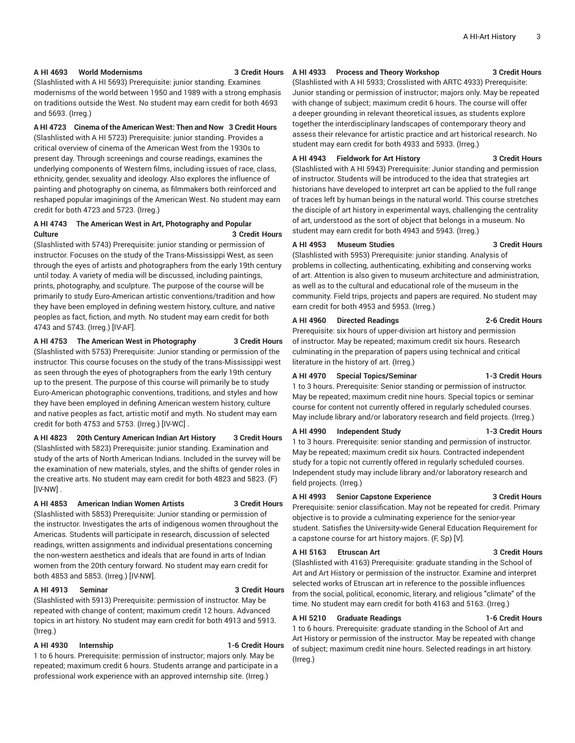**A HI 4693 World Modernisms 3 Credit Hours**

(Slashlisted with A HI 5693) Prerequisite: junior standing. Examines modernisms of the world between 1950 and 1989 with a strong emphasis on traditions outside the West. No student may earn credit for both 4693 and 5693. (Irreg.)

**A HI 4723 Cinema of the American West: Then and Now 3 Credit Hours**

(Slashlisted with A HI 5723) Prerequisite: junior standing. Provides a critical overview of cinema of the American West from the 1930s to present day. Through screenings and course readings, examines the underlying components of Western films, including issues of race, class, ethnicity, gender, sexuality and ideology. Also explores the influence of painting and photography on cinema, as filmmakers both reinforced and reshaped popular imaginings of the American West. No student may earn credit for both 4723 and 5723. (Irreg.)

**A HI 4743 The American West in Art, Photography and Popular Culture 3 Credit Hours**

(Slashlisted with 5743) Prerequisite: junior standing or permission of instructor. Focuses on the study of the Trans-Mississippi West, as seen through the eyes of artists and photographers from the early 19th century until today. A variety of media will be discussed, including paintings, prints, photography, and sculpture. The purpose of the course will be primarily to study Euro-American artistic conventions/tradition and how they have been employed in defining western history, culture, and native peoples as fact, fiction, and myth. No student may earn credit for both 4743 and 5743. (Irreg.) [IV-AF].

**A HI 4753 The American West in Photography 3 Credit Hours**

(Slashlisted with 5753) Prerequisite: Junior standing or permission of the instructor. This course focuses on the study of the trans-Mississippi west as seen through the eyes of photographers from the early 19th century up to the present. The purpose of this course will primarily be to study Euro-American photographic conventions, traditions, and styles and how they have been employed in defining American western history, culture and native peoples as fact, artistic motif and myth. No student may earn credit for both 4753 and 5753. (Irreg.) [IV-WC] .

**A HI 4823 20th Century American Indian Art History 3 Credit Hours**

(Slashlisted with 5823) Prerequisite: junior standing. Examination and study of the arts of North American Indians. Included in the survey will be the examination of new materials, styles, and the shifts of gender roles in the creative arts. No student may earn credit for both 4823 and 5823. (F) [IV-NW] .

**A HI 4853 American Indian Women Artists 3 Credit Hours**

(Slashlisted with 5853) Prerequisite: Junior standing or permission of the instructor. Investigates the arts of indigenous women throughout the Americas. Students will participate in research, discussion of selected readings, written assignments and individual presentations concerning the non-western aesthetics and ideals that are found in arts of Indian women from the 20th century forward. No student may earn credit for both 4853 and 5853. (Irreg.) [IV-NW].

**A HI 4913 Seminar 3 Credit Hours**

(Slashlisted with 5913) Prerequisite: permission of instructor. May be repeated with change of content; maximum credit 12 hours. Advanced topics in art history. No student may earn credit for both 4913 and 5913. (Irreg.)

**A HI 4930 Internship 1-6 Credit Hours**

1 to 6 hours. Prerequisite: permission of instructor; majors only. May be repeated; maximum credit 6 hours. Students arrange and participate in a professional work experience with an approved internship site. (Irreg.)

**A HI 4933 Process and Theory Workshop 3 Credit Hours**

(Slashlisted with A HI 5933; Crosslisted with ARTC 4933) Prerequisite: Junior standing or permission of instructor; majors only. May be repeated with change of subject; maximum credit 6 hours. The course will offer a deeper grounding in relevant theoretical issues, as students explore together the interdisciplinary landscapes of contemporary theory and assess their relevance for artistic practice and art historical research. No student may earn credit for both 4933 and 5933. (Irreg.)

**A HI 4943 Fieldwork for Art History 3 Credit Hours**

(Slashlisted with A HI 5943) Prerequisite: Junior standing and permission of instructor. Students will be introduced to the idea that strategies art historians have developed to interpret art can be applied to the full range of traces left by human beings in the natural world. This course stretches the disciple of art history in experimental ways, challenging the centrality of art, understood as the sort of object that belongs in a museum. No student may earn credit for both 4943 and 5943. (Irreg.)

**A HI 4953 Museum Studies 3 Credit Hours**

(Slashlisted with 5953) Prerequisite: junior standing. Analysis of problems in collecting, authenticating, exhibiting and conserving works of art. Attention is also given to museum architecture and administration, as well as to the cultural and educational role of the museum in the community. Field trips, projects and papers are required. No student may earn credit for both 4953 and 5953. (Irreg.)

**A HI 4960 Directed Readings 2-6 Credit Hours**

Prerequisite: six hours of upper-division art history and permission of instructor. May be repeated; maximum credit six hours. Research culminating in the preparation of papers using technical and critical literature in the history of art. (Irreg.)

**A HI 4970 Special Topics/Seminar 1-3 Credit Hours**

1 to 3 hours. Prerequisite: Senior standing or permission of instructor. May be repeated; maximum credit nine hours. Special topics or seminar course for content not currently offered in regularly scheduled courses. May include library and/or laboratory research and field projects. (Irreg.)

**A HI 4990 Independent Study 1-3 Credit Hours**

1 to 3 hours. Prerequisite: senior standing and permission of instructor. May be repeated; maximum credit six hours. Contracted independent study for a topic not currently offered in regularly scheduled courses. Independent study may include library and/or laboratory research and field projects. (Irreg.)

**A HI 4993 Senior Capstone Experience 3 Credit Hours**

Prerequisite: senior classification. May not be repeated for credit. Primary objective is to provide a culminating experience for the senior-year student. Satisfies the University-wide General Education Requirement for a capstone course for art history majors. (F, Sp) [V].

**A HI 5163 Etruscan Art 3 Credit Hours**

(Slashlisted with 4163) Prerequisite: graduate standing in the School of Art and Art History or permission of the instructor. Examine and interpret selected works of Etruscan art in reference to the possible influences from the social, political, economic, literary, and religious "climate" of the time. No student may earn credit for both 4163 and 5163. (Irreg.)

**A HI 5210 Graduate Readings 1-6 Credit Hours**

1 to 6 hours. Prerequisite: graduate standing in the School of Art and Art History or permission of the instructor. May be repeated with change of subject; maximum credit nine hours. Selected readings in art history. (Irreg.)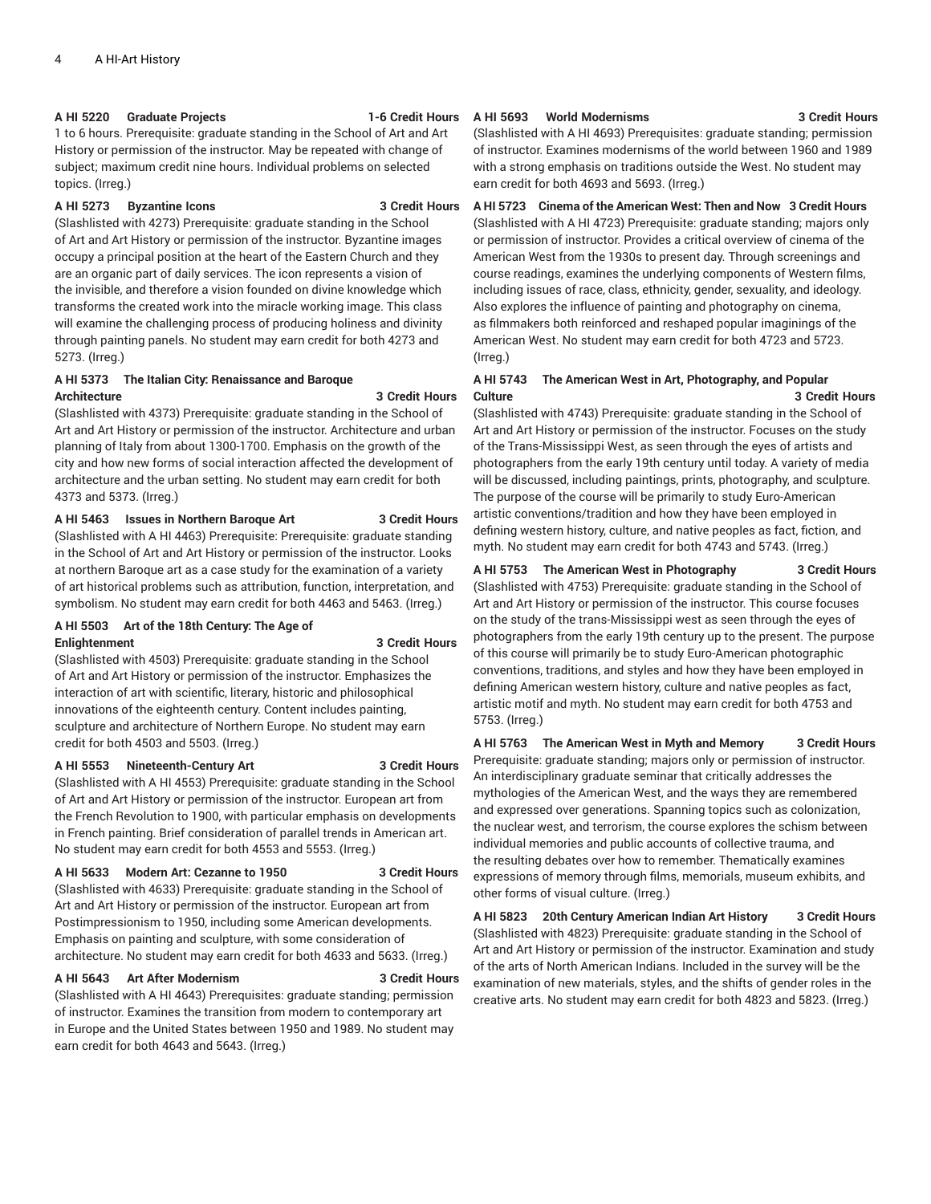**A HI 5220 Graduate Projects 1-6 Credit Hours**
1 to 6 hours. Prerequisite: graduate standing in the School of Art and Art History or permission of the instructor. May be repeated with change of subject; maximum credit nine hours. Individual problems on selected topics. (Irreg.)

**A HI 5273 Byzantine Icons 3 Credit Hours**
(Slashlisted with 4273) Prerequisite: graduate standing in the School of Art and Art History or permission of the instructor. Byzantine images occupy a principal position at the heart of the Eastern Church and they are an organic part of daily services. The icon represents a vision of the invisible, and therefore a vision founded on divine knowledge which transforms the created work into the miracle working image. This class will examine the challenging process of producing holiness and divinity through painting panels. No student may earn credit for both 4273 and 5273. (Irreg.)

**A HI 5373 The Italian City: Renaissance and Baroque Architecture 3 Credit Hours**
(Slashlisted with 4373) Prerequisite: graduate standing in the School of Art and Art History or permission of the instructor. Architecture and urban planning of Italy from about 1300-1700. Emphasis on the growth of the city and how new forms of social interaction affected the development of architecture and the urban setting. No student may earn credit for both 4373 and 5373. (Irreg.)

**A HI 5463 Issues in Northern Baroque Art 3 Credit Hours**
(Slashlisted with A HI 4463) Prerequisite: Prerequisite: graduate standing in the School of Art and Art History or permission of the instructor. Looks at northern Baroque art as a case study for the examination of a variety of art historical problems such as attribution, function, interpretation, and symbolism. No student may earn credit for both 4463 and 5463. (Irreg.)

**A HI 5503 Art of the 18th Century: The Age of Enlightenment 3 Credit Hours**
(Slashlisted with 4503) Prerequisite: graduate standing in the School of Art and Art History or permission of the instructor. Emphasizes the interaction of art with scientific, literary, historic and philosophical innovations of the eighteenth century. Content includes painting, sculpture and architecture of Northern Europe. No student may earn credit for both 4503 and 5503. (Irreg.)

**A HI 5553 Nineteenth-Century Art 3 Credit Hours**
(Slashlisted with A HI 4553) Prerequisite: graduate standing in the School of Art and Art History or permission of the instructor. European art from the French Revolution to 1900, with particular emphasis on developments in French painting. Brief consideration of parallel trends in American art. No student may earn credit for both 4553 and 5553. (Irreg.)

**A HI 5633 Modern Art: Cezanne to 1950 3 Credit Hours**
(Slashlisted with 4633) Prerequisite: graduate standing in the School of Art and Art History or permission of the instructor. European art from Postimpressionism to 1950, including some American developments. Emphasis on painting and sculpture, with some consideration of architecture. No student may earn credit for both 4633 and 5633. (Irreg.)

**A HI 5643 Art After Modernism 3 Credit Hours**
(Slashlisted with A HI 4643) Prerequisites: graduate standing; permission of instructor. Examines the transition from modern to contemporary art in Europe and the United States between 1950 and 1989. No student may earn credit for both 4643 and 5643. (Irreg.)

**A HI 5693 World Modernisms 3 Credit Hours**
(Slashlisted with A HI 4693) Prerequisites: graduate standing; permission of instructor. Examines modernisms of the world between 1960 and 1989 with a strong emphasis on traditions outside the West. No student may earn credit for both 4693 and 5693. (Irreg.)

**A HI 5723 Cinema of the American West: Then and Now 3 Credit Hours**
(Slashlisted with A HI 4723) Prerequisite: graduate standing; majors only or permission of instructor. Provides a critical overview of cinema of the American West from the 1930s to present day. Through screenings and course readings, examines the underlying components of Western films, including issues of race, class, ethnicity, gender, sexuality, and ideology. Also explores the influence of painting and photography on cinema, as filmmakers both reinforced and reshaped popular imaginings of the American West. No student may earn credit for both 4723 and 5723. (Irreg.)

**A HI 5743 The American West in Art, Photography, and Popular Culture 3 Credit Hours**
(Slashlisted with 4743) Prerequisite: graduate standing in the School of Art and Art History or permission of the instructor. Focuses on the study of the Trans-Mississippi West, as seen through the eyes of artists and photographers from the early 19th century until today. A variety of media will be discussed, including paintings, prints, photography, and sculpture. The purpose of the course will be primarily to study Euro-American artistic conventions/tradition and how they have been employed in defining western history, culture, and native peoples as fact, fiction, and myth. No student may earn credit for both 4743 and 5743. (Irreg.)

**A HI 5753 The American West in Photography 3 Credit Hours**
(Slashlisted with 4753) Prerequisite: graduate standing in the School of Art and Art History or permission of the instructor. This course focuses on the study of the trans-Mississippi west as seen through the eyes of photographers from the early 19th century up to the present. The purpose of this course will primarily be to study Euro-American photographic conventions, traditions, and styles and how they have been employed in defining American western history, culture and native peoples as fact, artistic motif and myth. No student may earn credit for both 4753 and 5753. (Irreg.)

**A HI 5763 The American West in Myth and Memory 3 Credit Hours**
Prerequisite: graduate standing; majors only or permission of instructor. An interdisciplinary graduate seminar that critically addresses the mythologies of the American West, and the ways they are remembered and expressed over generations. Spanning topics such as colonization, the nuclear west, and terrorism, the course explores the schism between individual memories and public accounts of collective trauma, and the resulting debates over how to remember. Thematically examines expressions of memory through films, memorials, museum exhibits, and other forms of visual culture. (Irreg.)

**A HI 5823 20th Century American Indian Art History 3 Credit Hours**
(Slashlisted with 4823) Prerequisite: graduate standing in the School of Art and Art History or permission of the instructor. Examination and study of the arts of North American Indians. Included in the survey will be the examination of new materials, styles, and the shifts of gender roles in the creative arts. No student may earn credit for both 4823 and 5823. (Irreg.)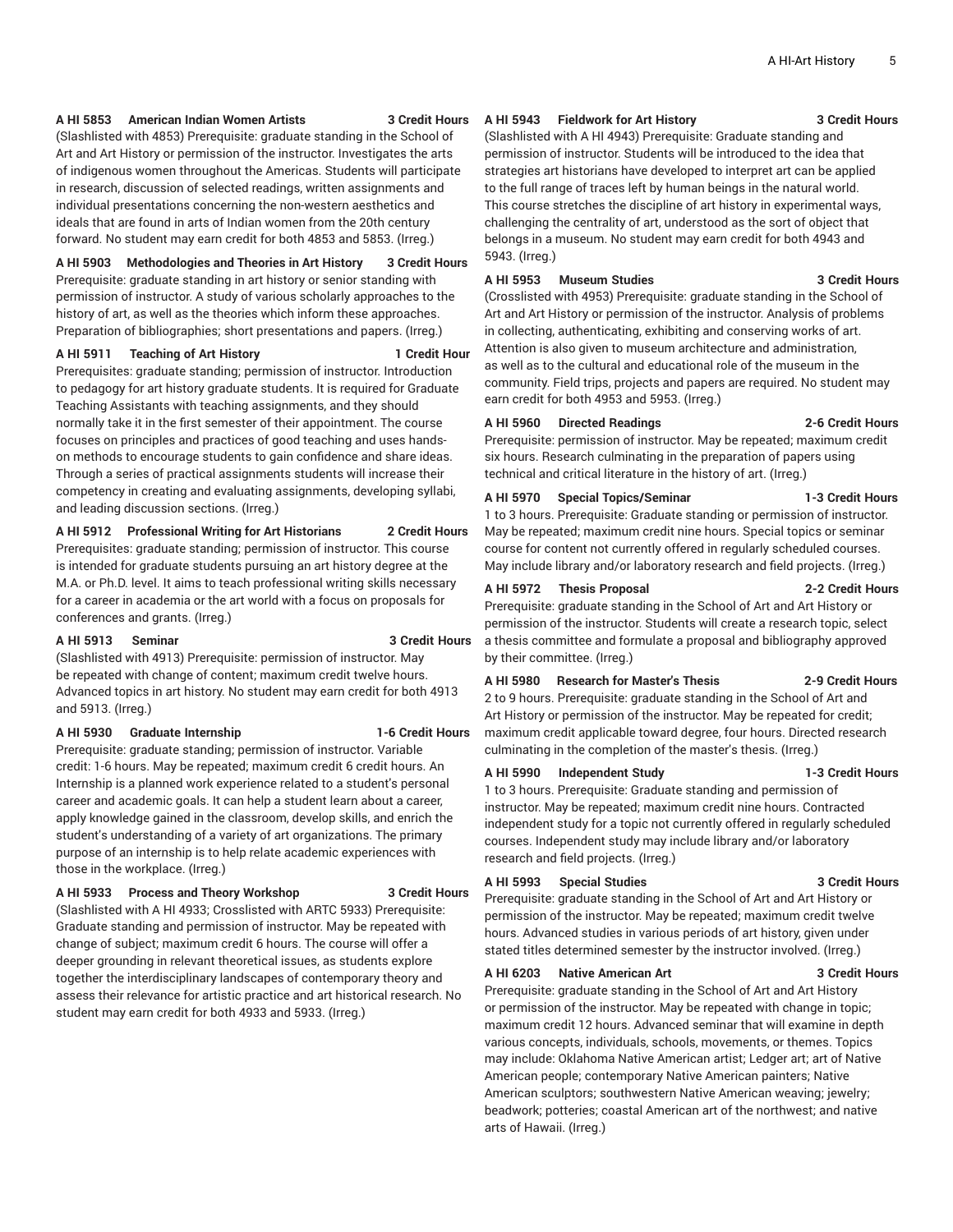**A HI 5853 American Indian Women Artists 3 Credit Hours**
(Slashlisted with 4853) Prerequisite: graduate standing in the School of Art and Art History or permission of the instructor. Investigates the arts of indigenous women throughout the Americas. Students will participate in research, discussion of selected readings, written assignments and individual presentations concerning the non-western aesthetics and ideals that are found in arts of Indian women from the 20th century forward. No student may earn credit for both 4853 and 5853. (Irreg.)

**A HI 5903 Methodologies and Theories in Art History 3 Credit Hours**
Prerequisite: graduate standing in art history or senior standing with permission of instructor. A study of various scholarly approaches to the history of art, as well as the theories which inform these approaches. Preparation of bibliographies; short presentations and papers. (Irreg.)

**A HI 5911 Teaching of Art History 1 Credit Hour**
Prerequisites: graduate standing; permission of instructor. Introduction to pedagogy for art history graduate students. It is required for Graduate Teaching Assistants with teaching assignments, and they should normally take it in the first semester of their appointment. The course focuses on principles and practices of good teaching and uses hands-on methods to encourage students to gain confidence and share ideas. Through a series of practical assignments students will increase their competency in creating and evaluating assignments, developing syllabi, and leading discussion sections. (Irreg.)

**A HI 5912 Professional Writing for Art Historians 2 Credit Hours**
Prerequisites: graduate standing; permission of instructor. This course is intended for graduate students pursuing an art history degree at the M.A. or Ph.D. level. It aims to teach professional writing skills necessary for a career in academia or the art world with a focus on proposals for conferences and grants. (Irreg.)

**A HI 5913 Seminar 3 Credit Hours**
(Slashlisted with 4913) Prerequisite: permission of instructor. May be repeated with change of content; maximum credit twelve hours. Advanced topics in art history. No student may earn credit for both 4913 and 5913. (Irreg.)

**A HI 5930 Graduate Internship 1-6 Credit Hours**
Prerequisite: graduate standing; permission of instructor. Variable credit: 1-6 hours. May be repeated; maximum credit 6 credit hours. An Internship is a planned work experience related to a student's personal career and academic goals. It can help a student learn about a career, apply knowledge gained in the classroom, develop skills, and enrich the student's understanding of a variety of art organizations. The primary purpose of an internship is to help relate academic experiences with those in the workplace. (Irreg.)

**A HI 5933 Process and Theory Workshop 3 Credit Hours**
(Slashlisted with A HI 4933; Crosslisted with ARTC 5933) Prerequisite: Graduate standing and permission of instructor. May be repeated with change of subject; maximum credit 6 hours. The course will offer a deeper grounding in relevant theoretical issues, as students explore together the interdisciplinary landscapes of contemporary theory and assess their relevance for artistic practice and art historical research. No student may earn credit for both 4933 and 5933. (Irreg.)

**A HI 5943 Fieldwork for Art History 3 Credit Hours**
(Slashlisted with A HI 4943) Prerequisite: Graduate standing and permission of instructor. Students will be introduced to the idea that strategies art historians have developed to interpret art can be applied to the full range of traces left by human beings in the natural world. This course stretches the discipline of art history in experimental ways, challenging the centrality of art, understood as the sort of object that belongs in a museum. No student may earn credit for both 4943 and 5943. (Irreg.)

**A HI 5953 Museum Studies 3 Credit Hours**
(Crosslisted with 4953) Prerequisite: graduate standing in the School of Art and Art History or permission of the instructor. Analysis of problems in collecting, authenticating, exhibiting and conserving works of art. Attention is also given to museum architecture and administration, as well as to the cultural and educational role of the museum in the community. Field trips, projects and papers are required. No student may earn credit for both 4953 and 5953. (Irreg.)

**A HI 5960 Directed Readings 2-6 Credit Hours**
Prerequisite: permission of instructor. May be repeated; maximum credit six hours. Research culminating in the preparation of papers using technical and critical literature in the history of art. (Irreg.)

**A HI 5970 Special Topics/Seminar 1-3 Credit Hours**
1 to 3 hours. Prerequisite: Graduate standing or permission of instructor. May be repeated; maximum credit nine hours. Special topics or seminar course for content not currently offered in regularly scheduled courses. May include library and/or laboratory research and field projects. (Irreg.)

**A HI 5972 Thesis Proposal 2-2 Credit Hours**
Prerequisite: graduate standing in the School of Art and Art History or permission of the instructor. Students will create a research topic, select a thesis committee and formulate a proposal and bibliography approved by their committee. (Irreg.)

**A HI 5980 Research for Master's Thesis 2-9 Credit Hours**
2 to 9 hours. Prerequisite: graduate standing in the School of Art and Art History or permission of the instructor. May be repeated for credit; maximum credit applicable toward degree, four hours. Directed research culminating in the completion of the master's thesis. (Irreg.)

**A HI 5990 Independent Study 1-3 Credit Hours**
1 to 3 hours. Prerequisite: Graduate standing and permission of instructor. May be repeated; maximum credit nine hours. Contracted independent study for a topic not currently offered in regularly scheduled courses. Independent study may include library and/or laboratory research and field projects. (Irreg.)

**A HI 5993 Special Studies 3 Credit Hours**
Prerequisite: graduate standing in the School of Art and Art History or permission of the instructor. May be repeated; maximum credit twelve hours. Advanced studies in various periods of art history, given under stated titles determined semester by the instructor involved. (Irreg.)

**A HI 6203 Native American Art 3 Credit Hours**
Prerequisite: graduate standing in the School of Art and Art History or permission of the instructor. May be repeated with change in topic; maximum credit 12 hours. Advanced seminar that will examine in depth various concepts, individuals, schools, movements, or themes. Topics may include: Oklahoma Native American artist; Ledger art; art of Native American people; contemporary Native American painters; Native American sculptors; southwestern Native American weaving; jewelry; beadwork; potteries; coastal American art of the northwest; and native arts of Hawaii. (Irreg.)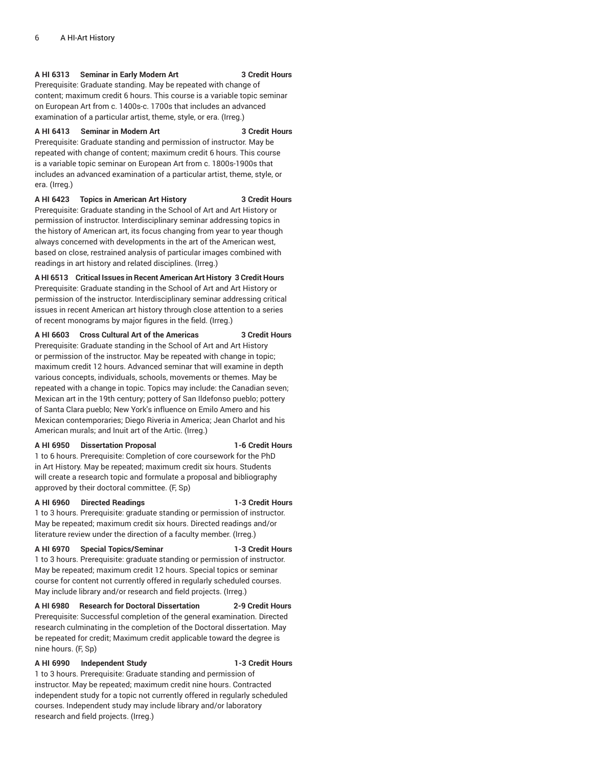**A HI 6313 Seminar in Early Modern Art 3 Credit Hours**
Prerequisite: Graduate standing. May be repeated with change of content; maximum credit 6 hours. This course is a variable topic seminar on European Art from c. 1400s-c. 1700s that includes an advanced examination of a particular artist, theme, style, or era. (Irreg.)

**A HI 6413 Seminar in Modern Art 3 Credit Hours**
Prerequisite: Graduate standing and permission of instructor. May be repeated with change of content; maximum credit 6 hours. This course is a variable topic seminar on European Art from c. 1800s-1900s that includes an advanced examination of a particular artist, theme, style, or era. (Irreg.)

**A HI 6423 Topics in American Art History 3 Credit Hours**
Prerequisite: Graduate standing in the School of Art and Art History or permission of instructor. Interdisciplinary seminar addressing topics in the history of American art, its focus changing from year to year though always concerned with developments in the art of the American west, based on close, restrained analysis of particular images combined with readings in art history and related disciplines. (Irreg.)

**A HI 6513 Critical Issues in Recent American Art History 3 Credit Hours**
Prerequisite: Graduate standing in the School of Art and Art History or permission of the instructor. Interdisciplinary seminar addressing critical issues in recent American art history through close attention to a series of recent monograms by major figures in the field. (Irreg.)

**A HI 6603 Cross Cultural Art of the Americas 3 Credit Hours**
Prerequisite: Graduate standing in the School of Art and Art History or permission of the instructor. May be repeated with change in topic; maximum credit 12 hours. Advanced seminar that will examine in depth various concepts, individuals, schools, movements or themes. May be repeated with a change in topic. Topics may include: the Canadian seven; Mexican art in the 19th century; pottery of San Ildefonso pueblo; pottery of Santa Clara pueblo; New York's influence on Emilo Amero and his Mexican contemporaries; Diego Riveria in America; Jean Charlot and his American murals; and Inuit art of the Artic. (Irreg.)

**A HI 6950 Dissertation Proposal 1-6 Credit Hours**
1 to 6 hours. Prerequisite: Completion of core coursework for the PhD in Art History. May be repeated; maximum credit six hours. Students will create a research topic and formulate a proposal and bibliography approved by their doctoral committee. (F, Sp)

**A HI 6960 Directed Readings 1-3 Credit Hours**
1 to 3 hours. Prerequisite: graduate standing or permission of instructor. May be repeated; maximum credit six hours. Directed readings and/or literature review under the direction of a faculty member. (Irreg.)

**A HI 6970 Special Topics/Seminar 1-3 Credit Hours**
1 to 3 hours. Prerequisite: graduate standing or permission of instructor. May be repeated; maximum credit 12 hours. Special topics or seminar course for content not currently offered in regularly scheduled courses. May include library and/or research and field projects. (Irreg.)

**A HI 6980 Research for Doctoral Dissertation 2-9 Credit Hours**
Prerequisite: Successful completion of the general examination. Directed research culminating in the completion of the Doctoral dissertation. May be repeated for credit; Maximum credit applicable toward the degree is nine hours. (F, Sp)

**A HI 6990 Independent Study 1-3 Credit Hours**
1 to 3 hours. Prerequisite: Graduate standing and permission of instructor. May be repeated; maximum credit nine hours. Contracted independent study for a topic not currently offered in regularly scheduled courses. Independent study may include library and/or laboratory research and field projects. (Irreg.)